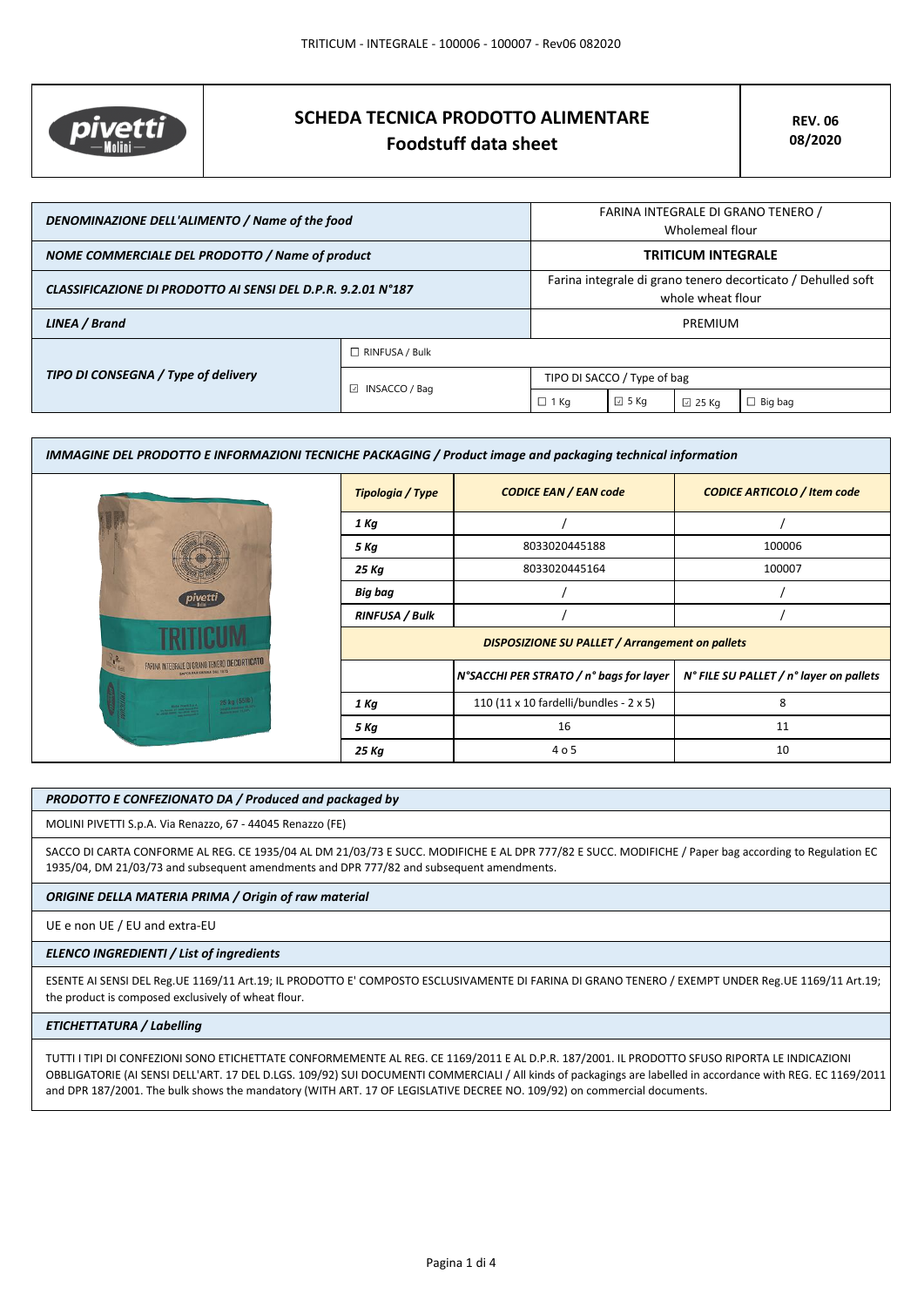# SCHEDA TECNICA PRODOTTO ALIMENTARE
## Foodstuff data sheet

**REV. 06**
**08/2020**

| | |
|---|---|
| ***DENOMINAZIONE DELL'ALIMENTO / Name of the food*** | FARINA INTEGRALE DI GRANO TENERO / Wholemeal flour |
| ***NOME COMMERCIALE DEL PRODOTTO / Name of product*** | **TRITICUM INTEGRALE** |
| ***CLASSIFICAZIONE DI PRODOTTO AI SENSI DEL D.P.R. 9.2.01 N°187*** | Farina integrale di grano tenero decorticato / Dehulled soft whole wheat flour |
| ***LINEA / Brand*** | PREMIUM |

| | | | | | |
|---|---|---|---|---|---|
| ***TIPO DI CONSEGNA / Type of delivery*** | ☐ RINFUSA / Bulk | | | | |
| | ☑ INSACCO / Bag | TIPO DI SACCO / Type of bag | | | |
| | | ☐ 1 Kg | ☑ 5 Kg | ☑ 25 Kg | ☐ Big bag |

***IMMAGINE DEL PRODOTTO E INFORMAZIONI TECNICHE PACKAGING / Product image and packaging technical information***

| ***Tipologia / Type*** | ***CODICE EAN / EAN code*** | ***CODICE ARTICOLO / Item code*** |
|---|---|---|
| ***1 Kg*** | / | / |
| ***5 Kg*** | 8033020445188 | 100006 |
| ***25 Kg*** | 8033020445164 | 100007 |
| ***Big bag*** | / | / |
| ***RINFUSA / Bulk*** | / | / |
| ***DISPOSIZIONE SU PALLET / Arrangement on pallets*** | | |
| | ***N°SACCHI PER STRATO / n° bags for layer*** | ***N° FILE SU PALLET / n° layer on pallets*** |
| ***1 Kg*** | 110 (11 x 10 fardelli/bundles - 2 x 5) | 8 |
| ***5 Kg*** | 16 | 11 |
| ***25 Kg*** | 4 o 5 | 10 |

***PRODOTTO E CONFEZIONATO DA / Produced and packaged by***

MOLINI PIVETTI S.p.A. Via Renazzo, 67 - 44045 Renazzo (FE)

SACCO DI CARTA CONFORME AL REG. CE 1935/04 AL DM 21/03/73 E SUCC. MODIFICHE E AL DPR 777/82 E SUCC. MODIFICHE / Paper bag according to Regulation EC 1935/04, DM 21/03/73 and subsequent amendments and DPR 777/82 and subsequent amendments.

***ORIGINE DELLA MATERIA PRIMA / Origin of raw material***

UE e non UE / EU and extra-EU

***ELENCO INGREDIENTI / List of ingredients***

ESENTE AI SENSI DEL Reg.UE 1169/11 Art.19; IL PRODOTTO E' COMPOSTO ESCLUSIVAMENTE DI FARINA DI GRANO TENERO / EXEMPT UNDER Reg.UE 1169/11 Art.19; the product is composed exclusively of wheat flour.

***ETICHETTATURA / Labelling***

TUTTI I TIPI DI CONFEZIONI SONO ETICHETTATE CONFORMEMENTE AL REG. CE 1169/2011 E AL D.P.R. 187/2001. IL PRODOTTO SFUSO RIPORTA LE INDICAZIONI OBBLIGATORIE (AI SENSI DELL'ART. 17 DEL D.LGS. 109/92) SUI DOCUMENTI COMMERCIALI / All kinds of packagings are labelled in accordance with REG. EC 1169/2011 and DPR 187/2001. The bulk shows the mandatory (WITH ART. 17 OF LEGISLATIVE DECREE NO. 109/92) on commercial documents.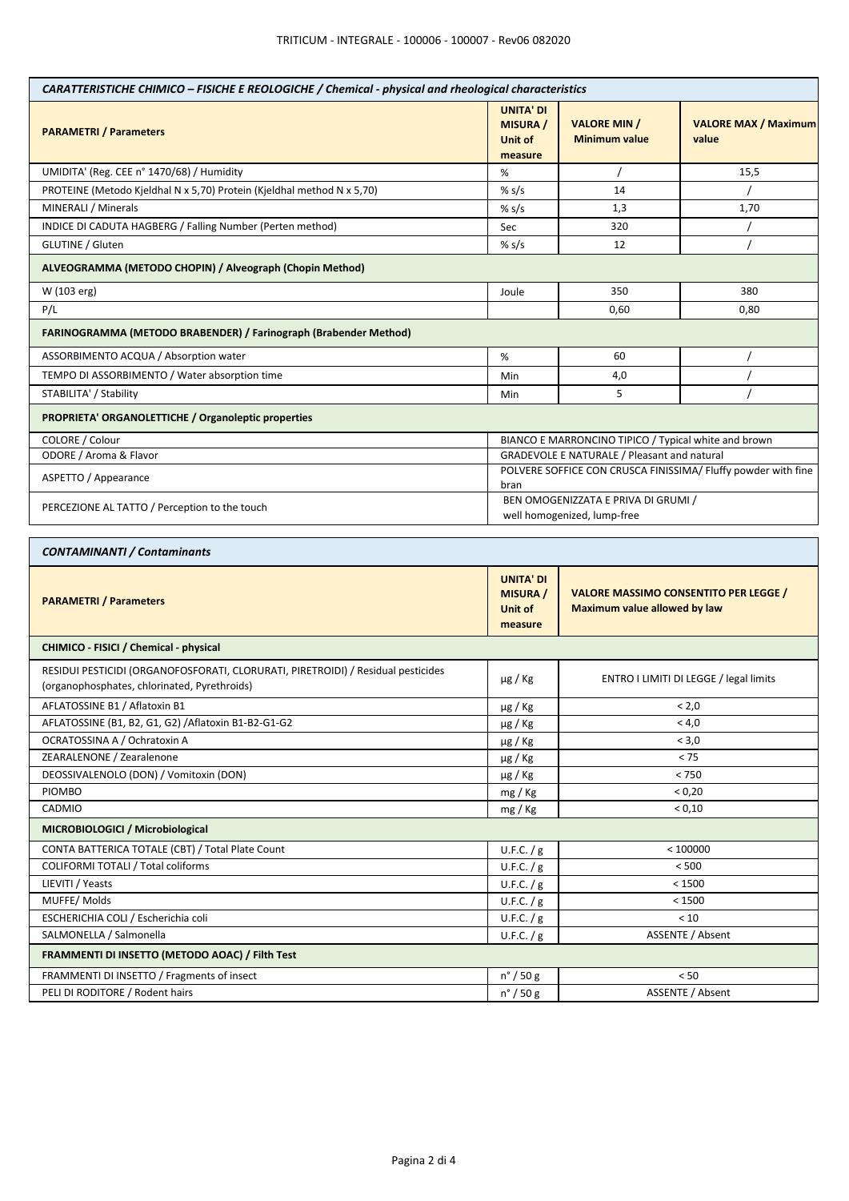| *CARATTERISTICHE CHIMICO – FISICHE E REOLOGICHE / Chemical - physical and rheological characteristics* | | | |
|---|---|---|---|
| **PARAMETRI / Parameters** | **UNITA' DI MISURA / Unit of measure** | **VALORE MIN / Minimum value** | **VALORE MAX / Maximum value** |
| UMIDITA' (Reg. CEE n° 1470/68) / Humidity | % | / | 15,5 |
| PROTEINE (Metodo Kjeldhal N x 5,70) Protein (Kjeldhal method N x 5,70) | % s/s | 14 | / |
| MINERALI / Minerals | % s/s | 1,3 | 1,70 |
| INDICE DI CADUTA HAGBERG / Falling Number (Perten method) | Sec | 320 | / |
| GLUTINE / Gluten | % s/s | 12 | / |
| **ALVEOGRAMMA (METODO CHOPIN) / Alveograph (Chopin Method)** | | | |
| W (103 erg) | Joule | 350 | 380 |
| P/L | | 0,60 | 0,80 |
| **FARINOGRAMMA (METODO BRABENDER) / Farinograph (Brabender Method)** | | | |
| ASSORBIMENTO ACQUA / Absorption water | % | 60 | / |
| TEMPO DI ASSORBIMENTO / Water absorption time | Min | 4,0 | / |
| STABILITA' / Stability | Min | 5 | / |
| **PROPRIETA' ORGANOLETTICHE / Organoleptic properties** | | | |
| COLORE / Colour | BIANCO E MARRONCINO TIPICO / Typical white and brown | | |
| ODORE / Aroma & Flavor | GRADEVOLE E NATURALE / Pleasant and natural | | |
| ASPETTO / Appearance | POLVERE SOFFICE CON CRUSCA FINISSIMA/ Fluffy powder with fine bran | | |
| PERCEZIONE AL TATTO / Perception to the touch | BEN OMOGENIZZATA E PRIVA DI GRUMI / well homogenized, lump-free | | |

| *CONTAMINANTI / Contaminants* | | |
|---|---|---|
| **PARAMETRI / Parameters** | **UNITA' DI MISURA / Unit of measure** | **VALORE MASSIMO CONSENTITO PER LEGGE / Maximum value allowed by law** |
| **CHIMICO - FISICI / Chemical - physical** | | |
| RESIDUI PESTICIDI (ORGANOFOSFORATI, CLORURATI, PIRETROIDI) / Residual pesticides (organophosphates, chlorinated, Pyrethroids) | µg / Kg | ENTRO I LIMITI DI LEGGE / legal limits |
| AFLATOSSINE B1 / Aflatoxin B1 | µg / Kg | < 2,0 |
| AFLATOSSINE (B1, B2, G1, G2) /Aflatoxin B1-B2-G1-G2 | µg / Kg | < 4,0 |
| OCRATOSSINA A / Ochratoxin A | µg / Kg | < 3,0 |
| ZEARALENONE / Zearalenone | µg / Kg | < 75 |
| DEOSSIVALENOLO (DON) / Vomitoxin (DON) | µg / Kg | < 750 |
| PIOMBO | mg / Kg | < 0,20 |
| CADMIO | mg / Kg | < 0,10 |
| **MICROBIOLOGICI / Microbiological** | | |
| CONTA BATTERICA TOTALE (CBT) / Total Plate Count | U.F.C. / g | < 100000 |
| COLIFORMI TOTALI / Total coliforms | U.F.C. / g | < 500 |
| LIEVITI / Yeasts | U.F.C. / g | < 1500 |
| MUFFE/ Molds | U.F.C. / g | < 1500 |
| ESCHERICHIA COLI / Escherichia coli | U.F.C. / g | < 10 |
| SALMONELLA / Salmonella | U.F.C. / g | ASSENTE / Absent |
| **FRAMMENTI DI INSETTO (METODO AOAC) / Filth Test** | | |
| FRAMMENTI DI INSETTO / Fragments of insect | n° / 50 g | < 50 |
| PELI DI RODITORE / Rodent hairs | n° / 50 g | ASSENTE / Absent |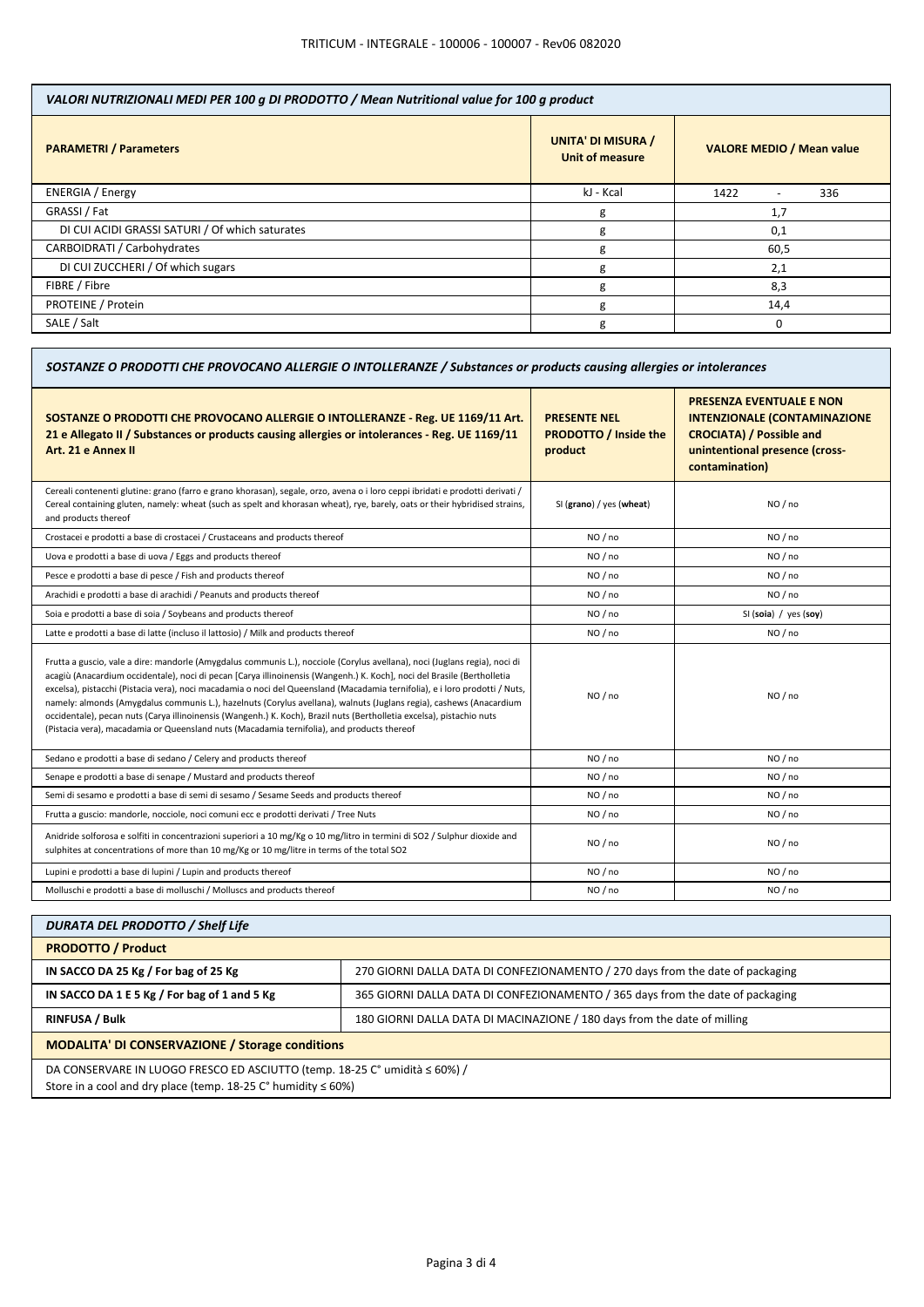| VALORI NUTRIZIONALI MEDI PER 100 g DI PRODOTTO / Mean Nutritional value for 100 g product | | |
|---|---|---|
| **PARAMETRI / Parameters** | **UNITA' DI MISURA / Unit of measure** | **VALORE MEDIO / Mean value** |
| ENERGIA / Energy | kJ - Kcal | 1422 - 336 |
| GRASSI / Fat | g | 1,7 |
| DI CUI ACIDI GRASSI SATURI / Of which saturates | g | 0,1 |
| CARBOIDRATI / Carbohydrates | g | 60,5 |
| DI CUI ZUCCHERI / Of which sugars | g | 2,1 |
| FIBRE / Fibre | g | 8,3 |
| PROTEINE / Protein | g | 14,4 |
| SALE / Salt | g | 0 |

| SOSTANZE O PRODOTTI CHE PROVOCANO ALLERGIE O INTOLLERANZE / Substances or products causing allergies or intolerances | | |
|---|---|---|
| **SOSTANZE O PRODOTTI CHE PROVOCANO ALLERGIE O INTOLLERANZE - Reg. UE 1169/11 Art. 21 e Allegato II / Substances or products causing allergies or intolerances - Reg. UE 1169/11 Art. 21 e Annex II** | **PRESENTE NEL PRODOTTO / Inside the product** | **PRESENZA EVENTUALE E NON INTENZIONALE (CONTAMINAZIONE CROCIATA) / Possible and unintentional presence (cross-contamination)** |
| Cereali contenenti glutine: grano (farro e grano khorasan), segale, orzo, avena o i loro ceppi ibridati e prodotti derivati / Cereal containing gluten, namely: wheat (such as spelt and khorasan wheat), rye, barely, oats or their hybridised strains, and products thereof | SI (**grano**) / yes (**wheat**) | NO / no |
| Crostacei e prodotti a base di crostacei / Crustaceans and products thereof | NO / no | NO / no |
| Uova e prodotti a base di uova / Eggs and products thereof | NO / no | NO / no |
| Pesce e prodotti a base di pesce / Fish and products thereof | NO / no | NO / no |
| Arachidi e prodotti a base di arachidi / Peanuts and products thereof | NO / no | NO / no |
| Soia e prodotti a base di soia / Soybeans and products thereof | NO / no | SI (**soia**) / yes (**soy**) |
| Latte e prodotti a base di latte (incluso il lattosio) / Milk and products thereof | NO / no | NO / no |
| Frutta a guscio, vale a dire: mandorle (Amygdalus communis L.), nocciole (Corylus avellana), noci (Juglans regia), noci di acagiù (Anacardium occidentale), noci di pecan [Carya illinoinensis (Wangenh.) K. Koch], noci del Brasile (Bertholletia excelsa), pistacchi (Pistacia vera), noci macadamia o noci del Queensland (Macadamia ternifolia), e i loro prodotti / Nuts, namely: almonds (Amygdalus communis L.), hazelnuts (Corylus avellana), walnuts (Juglans regia), cashews (Anacardium occidentale), pecan nuts (Carya illinoinensis (Wangenh.) K. Koch), Brazil nuts (Bertholletia excelsa), pistachio nuts (Pistacia vera), macadamia or Queensland nuts (Macadamia ternifolia), and products thereof | NO / no | NO / no |
| Sedano e prodotti a base di sedano / Celery and products thereof | NO / no | NO / no |
| Senape e prodotti a base di senape / Mustard and products thereof | NO / no | NO / no |
| Semi di sesamo e prodotti a base di semi di sesamo / Sesame Seeds and products thereof | NO / no | NO / no |
| Frutta a guscio: mandorle, nocciole, noci comuni ecc e prodotti derivati / Tree Nuts | NO / no | NO / no |
| Anidride solforosa e solfiti in concentrazioni superiori a 10 mg/Kg o 10 mg/litro in termini di SO2 / Sulphur dioxide and sulphites at concentrations of more than 10 mg/Kg or 10 mg/litre in terms of the total SO2 | NO / no | NO / no |
| Lupini e prodotti a base di lupini / Lupin and products thereof | NO / no | NO / no |
| Molluschi e prodotti a base di molluschi / Molluscs and products thereof | NO / no | NO / no |

| DURATA DEL PRODOTTO / Shelf Life | |
|---|---|
| **PRODOTTO / Product** | |
| **IN SACCO DA 25 Kg / For bag of 25 Kg** | 270 GIORNI DALLA DATA DI CONFEZIONAMENTO / 270 days from the date of packaging |
| **IN SACCO DA 1 E 5 Kg / For bag of 1 and 5 Kg** | 365 GIORNI DALLA DATA DI CONFEZIONAMENTO / 365 days from the date of packaging |
| **RINFUSA / Bulk** | 180 GIORNI DALLA DATA DI MACINAZIONE / 180 days from the date of milling |
| **MODALITA' DI CONSERVAZIONE / Storage conditions** | |
| DA CONSERVARE IN LUOGO FRESCO ED ASCIUTTO (temp. 18-25 C° umidità ≤ 60%) / Store in a cool and dry place (temp. 18-25 C° humidity ≤ 60%) | |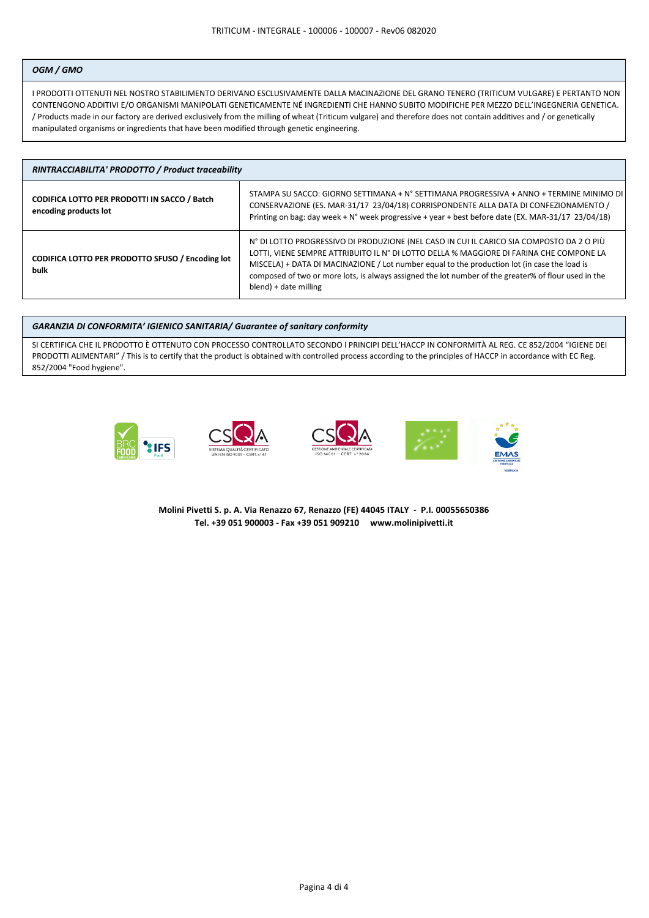## *OGM / GMO*

I PRODOTTI OTTENUTI NEL NOSTRO STABILIMENTO DERIVANO ESCLUSIVAMENTE DALLA MACINAZIONE DEL GRANO TENERO (TRITICUM VULGARE) E PERTANTO NON CONTENGONO ADDITIVI E/O ORGANISMI MANIPOLATI GENETICAMENTE NÉ INGREDIENTI CHE HANNO SUBITO MODIFICHE PER MEZZO DELL'INGEGNERIA GENETICA. / Products made in our factory are derived exclusively from the milling of wheat (Triticum vulgare) and therefore does not contain additives and / or genetically manipulated organisms or ingredients that have been modified through genetic engineering.

## *RINTRACCIABILITA' PRODOTTO / Product traceability*

| | |
|---|---|
| **CODIFICA LOTTO PER PRODOTTI IN SACCO / Batch encoding products lot** | STAMPA SU SACCO: GIORNO SETTIMANA + N° SETTIMANA PROGRESSIVA + ANNO + TERMINE MINIMO DI CONSERVAZIONE (ES. MAR-31/17 23/04/18) CORRISPONDENTE ALLA DATA DI CONFEZIONAMENTO / Printing on bag: day week + N° week progressive + year + best before date (EX. MAR-31/17 23/04/18) |
| **CODIFICA LOTTO PER PRODOTTO SFUSO / Encoding lot bulk** | N° DI LOTTO PROGRESSIVO DI PRODUZIONE (NEL CASO IN CUI IL CARICO SIA COMPOSTO DA 2 O PIÙ LOTTI, VIENE SEMPRE ATTRIBUITO IL N° DI LOTTO DELLA % MAGGIORE DI FARINA CHE COMPONE LA MISCELA) + DATA DI MACINAZIONE / Lot number equal to the production lot (in case the load is composed of two or more lots, is always assigned the lot number of the greater% of flour used in the blend) + date milling |

## *GARANZIA DI CONFORMITA' IGIENICO SANITARIA/ Guarantee of sanitary conformity*

SI CERTIFICA CHE IL PRODOTTO È OTTENUTO CON PROCESSO CONTROLLATO SECONDO I PRINCIPI DELL'HACCP IN CONFORMITÀ AL REG. CE 852/2004 "IGIENE DEI PRODOTTI ALIMENTARI" / This is to certify that the product is obtained with controlled process according to the principles of HACCP in accordance with EC Reg. 852/2004 "Food hygiene".

BRC FOOD CERTIFICATED · IFS Food · CSQA SISTEMA QUALITÀ CERTIFICATO UNI EN ISO 9001 – CERT. n° 47 · CSQA GESTIONE AMBIENTALE CERTIFICATA ISO 14001 – CERT. n° 2084 · EMAS GESTIONE AMBIENTALE VERIFICATA

**Molini Pivetti S. p. A. Via Renazzo 67, Renazzo (FE) 44045 ITALY - P.I. 00055650386**
**Tel. +39 051 900003 - Fax +39 051 909210 www.molinipivetti.it**